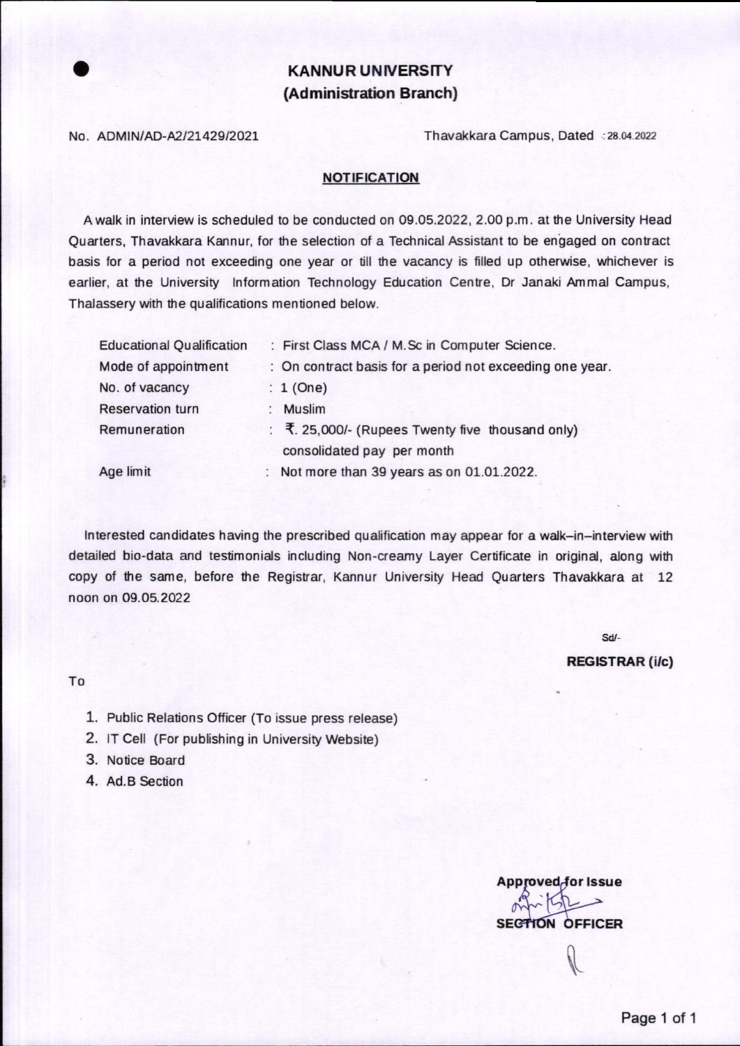# KANNUR UNIVERSITY
## (Administration Branch)

No. ADMIN/AD-A2/21429/2021 Thavakkara Campus, Dated : 28.04.2022

### NOTIFICATION

A walk in interview is scheduled to be conducted on 09.05.2022, 2.00 p.m. at the University Head Quarters, Thavakkara Kannur, for the selection of a Technical Assistant to be engaged on contract basis for a period not exceeding one year or till the vacancy is filled up otherwise, whichever is earlier, at the University Information Technology Education Centre, Dr Janaki Ammal Campus, Thalassery with the qualifications mentioned below.

| | |
|---|---|
| Educational Qualification | : First Class MCA / M.Sc in Computer Science. |
| Mode of appointment | : On contract basis for a period not exceeding one year. |
| No. of vacancy | : 1 (One) |
| Reservation turn | : Muslim |
| Remuneration | : ₹. 25,000/- (Rupees Twenty five thousand only) consolidated pay per month |
| Age limit | : Not more than 39 years as on 01.01.2022. |

Interested candidates having the prescribed qualification may appear for a walk–in–interview with detailed bio-data and testimonials including Non-creamy Layer Certificate in original, along with copy of the same, before the Registrar, Kannur University Head Quarters Thavakkara at 12 noon on 09.05.2022

Sd/-

**REGISTRAR (i/c)**

To

1. Public Relations Officer (To issue press release)
2. IT Cell (For publishing in University Website)
3. Notice Board
4. Ad.B Section

**Approved for Issue**

**SECTION OFFICER**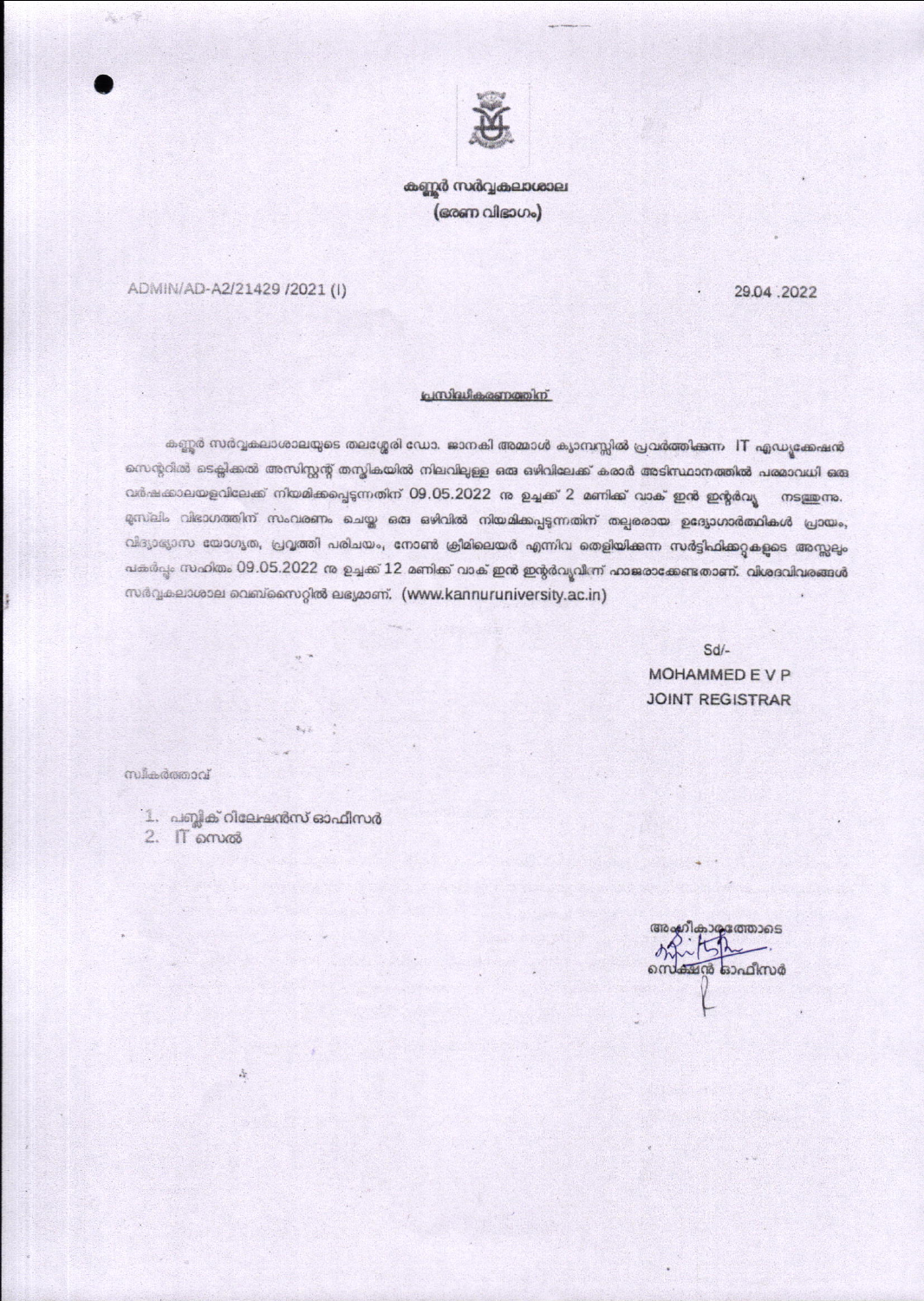കണ്ണൂർ സർവ്വകലാശാല
(ഭരണ വിഭാഗം)

ADMIN/AD-A2/21429 /2021 (I)

29.04.2022

**പ്രസിദ്ധീകരണത്തിന്**

കണ്ണൂർ സർവ്വകലാശാലയുടെ തലശ്ശേരി ഡോ. ജാനകി അമ്മാൾ ക്യാമ്പസ്സിൽ പ്രവർത്തിക്കുന്ന IT എഡ്യൂക്കേഷൻ സെന്ററിൽ ടെക്നിക്കൽ അസിസ്റ്റന്റ് തസ്തികയിൽ നിലവിലുള്ള ഒരു ഒഴിവിലേക്ക് കരാർ അടിസ്ഥാനത്തിൽ പരമാവധി ഒരു വർഷക്കാലയളവിലേക്ക് നിയമിക്കപ്പെടുന്നതിന് 09.05.2022 ന് ഉച്ചക്ക് 2 മണിക്ക് വാക് ഇൻ ഇന്റർവ്യൂ നടത്തുന്നു. മുസ്ലിം വിഭാഗത്തിന് സംവരണം ചെയ്ത ഒരു ഒഴിവിൽ നിയമിക്കപ്പെടുന്നതിന് തല്പരരായ ഉദ്യോഗാർത്ഥികൾ പ്രായം, വിദ്യാഭ്യാസ യോഗ്യത, പ്രവൃത്തി പരിചയം, നോൺ ക്രീമിലെയർ എന്നിവ തെളിയിക്കുന്ന സർട്ടിഫിക്കറ്റുകളുടെ അസ്സലും പകർപ്പും സഹിതം 09.05.2022 ന് ഉച്ചക്ക് 12 മണിക്ക് വാക് ഇൻ ഇന്റർവ്യൂവിന് ഹാജരാകേണ്ടതാണ്. വിശദവിവരങ്ങൾ സർവ്വകലാശാല വെബ്സൈറ്റിൽ ലഭ്യമാണ്. (www.kannuruniversity.ac.in)

Sd/-
MOHAMMED E V P
JOINT REGISTRAR

സ്വീകർത്താവ്

1. പബ്ലിക് റിലേഷൻസ് ഓഫീസർ
2. IT സെൽ

അംഗീകാരത്തോടെ

സെക്ഷൻ ഓഫീസർ